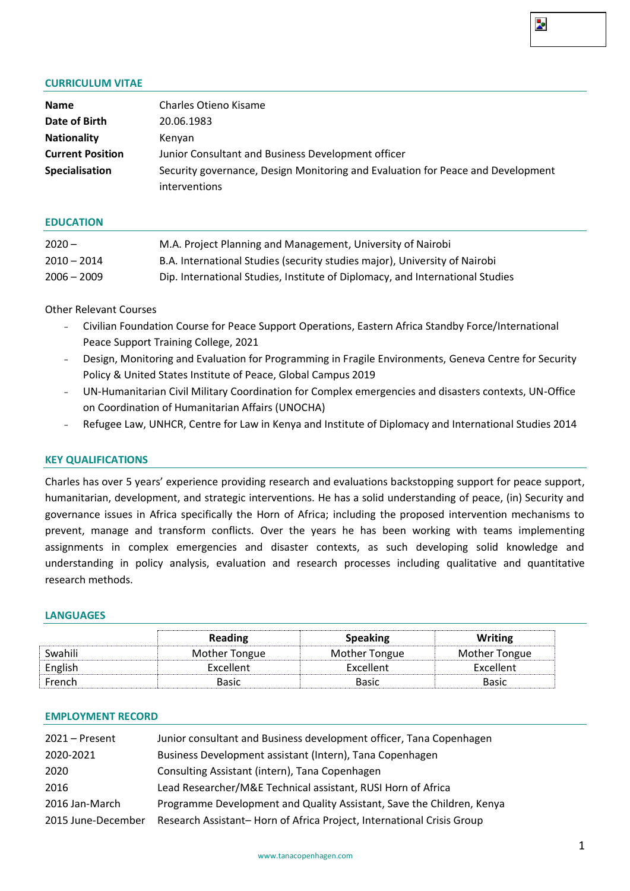## CURRICULUM VITAE

| | |
|---|---|
| **Name** | Charles Otieno Kisame |
| **Date of Birth** | 20.06.1983 |
| **Nationality** | Kenyan |
| **Current Position** | Junior Consultant and Business Development officer |
| **Specialisation** | Security governance, Design Monitoring and Evaluation for Peace and Development interventions |

## EDUCATION

| | |
|---|---|
| 2020 – | M.A. Project Planning and Management, University of Nairobi |
| 2010 – 2014 | B.A. International Studies (security studies major), University of Nairobi |
| 2006 – 2009 | Dip. International Studies, Institute of Diplomacy, and International Studies |

Other Relevant Courses

- Civilian Foundation Course for Peace Support Operations, Eastern Africa Standby Force/International Peace Support Training College, 2021
- Design, Monitoring and Evaluation for Programming in Fragile Environments, Geneva Centre for Security Policy & United States Institute of Peace, Global Campus 2019
- UN-Humanitarian Civil Military Coordination for Complex emergencies and disasters contexts, UN-Office on Coordination of Humanitarian Affairs (UNOCHA)
- Refugee Law, UNHCR, Centre for Law in Kenya and Institute of Diplomacy and International Studies 2014

## KEY QUALIFICATIONS

Charles has over 5 years' experience providing research and evaluations backstopping support for peace support, humanitarian, development, and strategic interventions. He has a solid understanding of peace, (in) Security and governance issues in Africa specifically the Horn of Africa; including the proposed intervention mechanisms to prevent, manage and transform conflicts. Over the years he has been working with teams implementing assignments in complex emergencies and disaster contexts, as such developing solid knowledge and understanding in policy analysis, evaluation and research processes including qualitative and quantitative research methods.

## LANGUAGES

| | Reading | Speaking | Writing |
|---|---|---|---|
| Swahili | Mother Tongue | Mother Tongue | Mother Tongue |
| English | Excellent | Excellent | Excellent |
| French | Basic | Basic | Basic |

## EMPLOYMENT RECORD

| | |
|---|---|
| 2021 – Present | Junior consultant and Business development officer, Tana Copenhagen |
| 2020-2021 | Business Development assistant (Intern), Tana Copenhagen |
| 2020 | Consulting Assistant (intern), Tana Copenhagen |
| 2016 | Lead Researcher/M&E Technical assistant, RUSI Horn of Africa |
| 2016 Jan-March | Programme Development and Quality Assistant, Save the Children, Kenya |
| 2015 June-December | Research Assistant– Horn of Africa Project, International Crisis Group |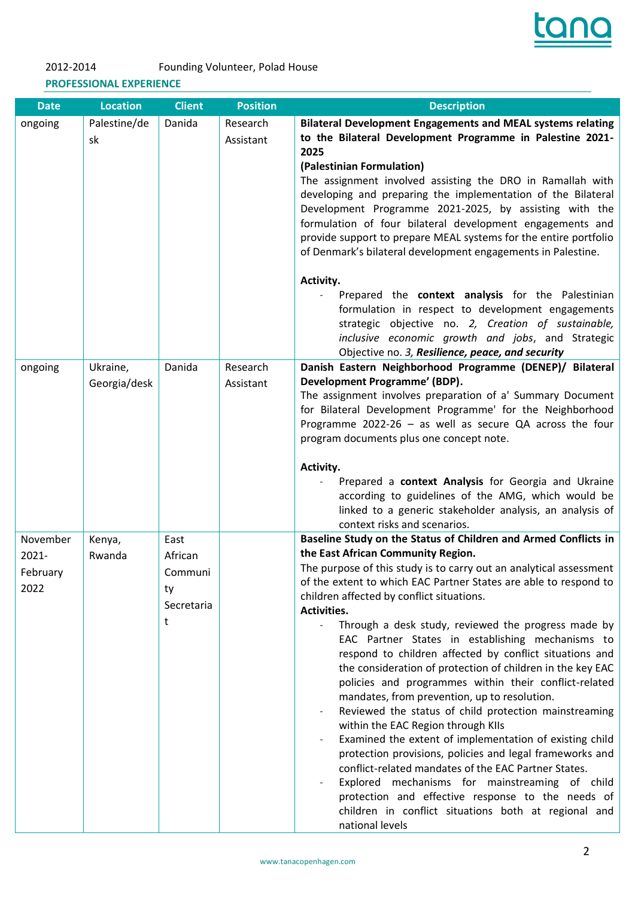2012-2014 Founding Volunteer, Polad House

**PROFESSIONAL EXPERIENCE**

| Date | Location | Client | Position | Description |
|---|---|---|---|---|
| ongoing | Palestine/desk | Danida | Research Assistant | **Bilateral Development Engagements and MEAL systems relating to the Bilateral Development Programme in Palestine 2021-2025** <br> **(Palestinian Formulation)** <br> The assignment involved assisting the DRO in Ramallah with developing and preparing the implementation of the Bilateral Development Programme 2021-2025, by assisting with the formulation of four bilateral development engagements and provide support to prepare MEAL systems for the entire portfolio of Denmark's bilateral development engagements in Palestine. <br><br> **Activity.** <br> - Prepared the **context analysis** for the Palestinian formulation in respect to development engagements strategic objective no. *2, Creation of sustainable, inclusive economic growth and jobs*, and Strategic Objective no. *3, **Resilience, peace, and security*** |
| ongoing | Ukraine, Georgia/desk | Danida | Research Assistant | **Danish Eastern Neighborhood Programme (DENEP)/ Bilateral Development Programme' (BDP).** <br> The assignment involves preparation of a' Summary Document for Bilateral Development Programme' for the Neighborhood Programme 2022-26 – as well as secure QA across the four program documents plus one concept note. <br><br> **Activity.** <br> - Prepared a **context Analysis** for Georgia and Ukraine according to guidelines of the AMG, which would be linked to a generic stakeholder analysis, an analysis of context risks and scenarios. |
| November 2021-February 2022 | Kenya, Rwanda | East African Community Secretariat | | **Baseline Study on the Status of Children and Armed Conflicts in the East African Community Region.** <br> The purpose of this study is to carry out an analytical assessment of the extent to which EAC Partner States are able to respond to children affected by conflict situations. <br> **Activities.** <br> - Through a desk study, reviewed the progress made by EAC Partner States in establishing mechanisms to respond to children affected by conflict situations and the consideration of protection of children in the key EAC policies and programmes within their conflict-related mandates, from prevention, up to resolution. <br> - Reviewed the status of child protection mainstreaming within the EAC Region through KIIs <br> - Examined the extent of implementation of existing child protection provisions, policies and legal frameworks and conflict-related mandates of the EAC Partner States. <br> - Explored mechanisms for mainstreaming of child protection and effective response to the needs of children in conflict situations both at regional and national levels |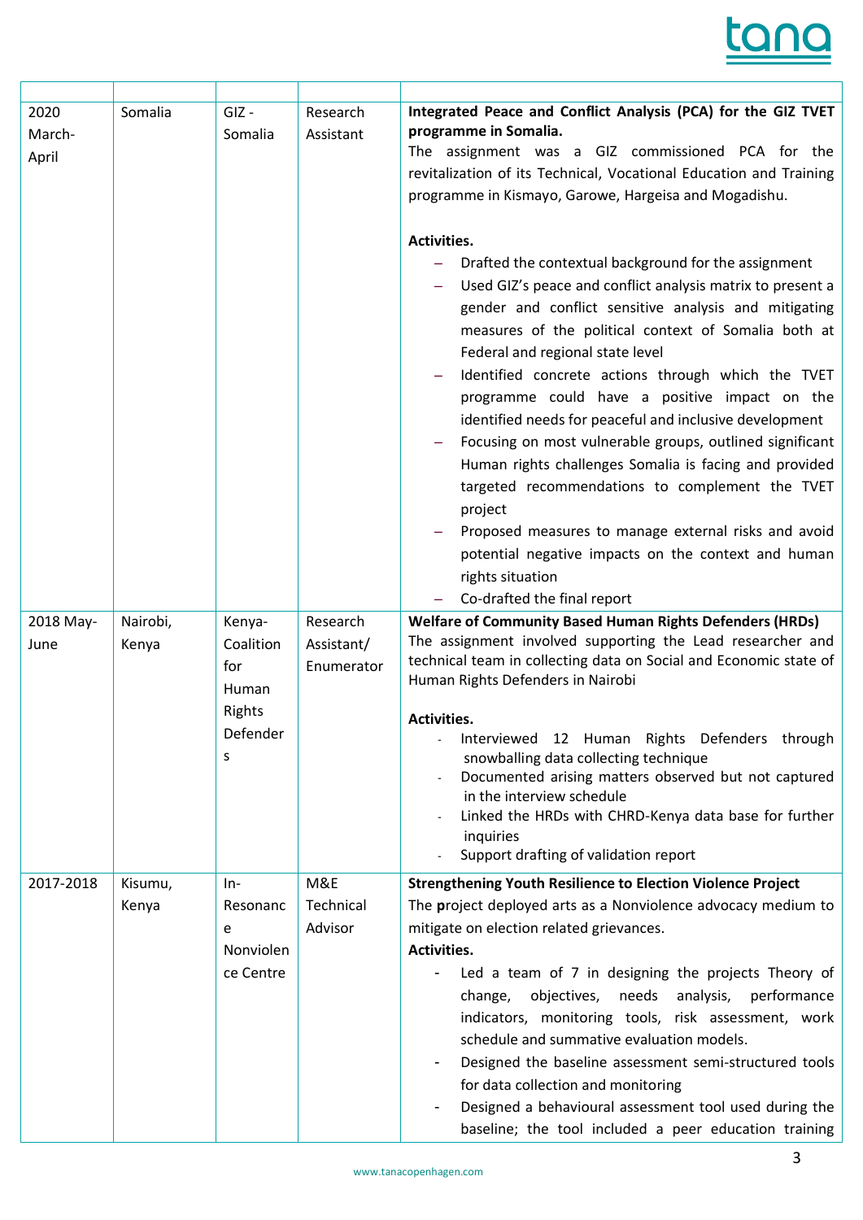| | | | | |
|---|---|---|---|---|
| 2020 March-April | Somalia | GIZ - Somalia | Research Assistant | **Integrated Peace and Conflict Analysis (PCA) for the GIZ TVET programme in Somalia.**<br>The assignment was a GIZ commissioned PCA for the revitalization of its Technical, Vocational Education and Training programme in Kismayo, Garowe, Hargeisa and Mogadishu.<br><br>**Activities.**<br>– Drafted the contextual background for the assignment<br>– Used GIZ's peace and conflict analysis matrix to present a gender and conflict sensitive analysis and mitigating measures of the political context of Somalia both at Federal and regional state level<br>– Identified concrete actions through which the TVET programme could have a positive impact on the identified needs for peaceful and inclusive development<br>– Focusing on most vulnerable groups, outlined significant Human rights challenges Somalia is facing and provided targeted recommendations to complement the TVET project<br>– Proposed measures to manage external risks and avoid potential negative impacts on the context and human rights situation<br>– Co-drafted the final report |
| 2018 May-June | Nairobi, Kenya | Kenya-Coalition for Human Rights Defenders | Research Assistant/ Enumerator | **Welfare of Community Based Human Rights Defenders (HRDs)**<br>The assignment involved supporting the Lead researcher and technical team in collecting data on Social and Economic state of Human Rights Defenders in Nairobi<br><br>**Activities.**<br>- Interviewed 12 Human Rights Defenders through snowballing data collecting technique<br>- Documented arising matters observed but not captured in the interview schedule<br>- Linked the HRDs with CHRD-Kenya data base for further inquiries<br>- Support drafting of validation report |
| 2017-2018 | Kisumu, Kenya | In-Resonance Nonviolence Centre | M&E Technical Advisor | **Strengthening Youth Resilience to Election Violence Project**<br>The **p**roject deployed arts as a Nonviolence advocacy medium to mitigate on election related grievances.<br>**Activities.**<br>- Led a team of 7 in designing the projects Theory of change, objectives, needs analysis, performance indicators, monitoring tools, risk assessment, work schedule and summative evaluation models.<br>- Designed the baseline assessment semi-structured tools for data collection and monitoring<br>- Designed a behavioural assessment tool used during the baseline; the tool included a peer education training |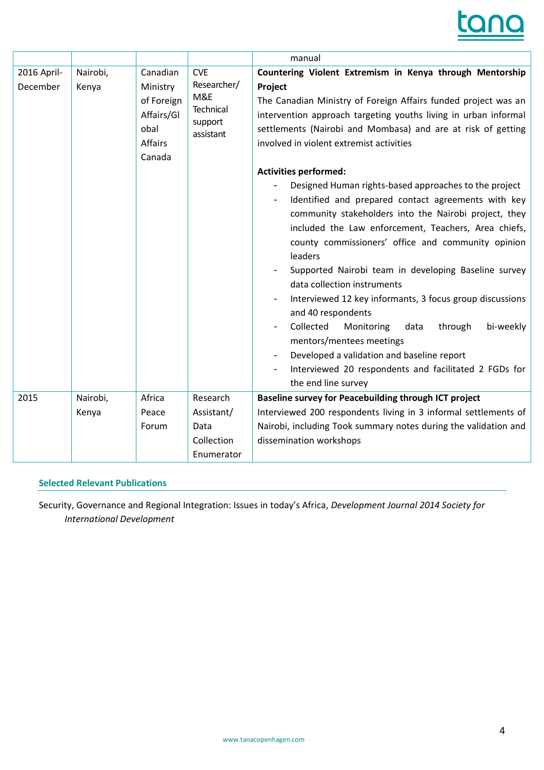| | | | | |
|---|---|---|---|---|
| | | | | manual |
| 2016 April-December | Nairobi, Kenya | Canadian Ministry of Foreign Affairs/Global Affairs Canada | CVE Researcher/ M&E Technical support assistant | **Countering Violent Extremism in Kenya through Mentorship Project**<br>The Canadian Ministry of Foreign Affairs funded project was an intervention approach targeting youths living in urban informal settlements (Nairobi and Mombasa) and are at risk of getting involved in violent extremist activities<br><br>**Activities performed:**<br>- Designed Human rights-based approaches to the project<br>- Identified and prepared contact agreements with key community stakeholders into the Nairobi project, they included the Law enforcement, Teachers, Area chiefs, county commissioners' office and community opinion leaders<br>- Supported Nairobi team in developing Baseline survey data collection instruments<br>- Interviewed 12 key informants, 3 focus group discussions and 40 respondents<br>- Collected Monitoring data through bi-weekly mentors/mentees meetings<br>- Developed a validation and baseline report<br>- Interviewed 20 respondents and facilitated 2 FGDs for the end line survey |
| 2015 | Nairobi, Kenya | Africa Peace Forum | Research Assistant/ Data Collection Enumerator | **Baseline survey for Peacebuilding through ICT project**<br>Interviewed 200 respondents living in 3 informal settlements of Nairobi, including Took summary notes during the validation and dissemination workshops |

### Selected Relevant Publications

Security, Governance and Regional Integration: Issues in today's Africa, *Development Journal 2014 Society for International Development*